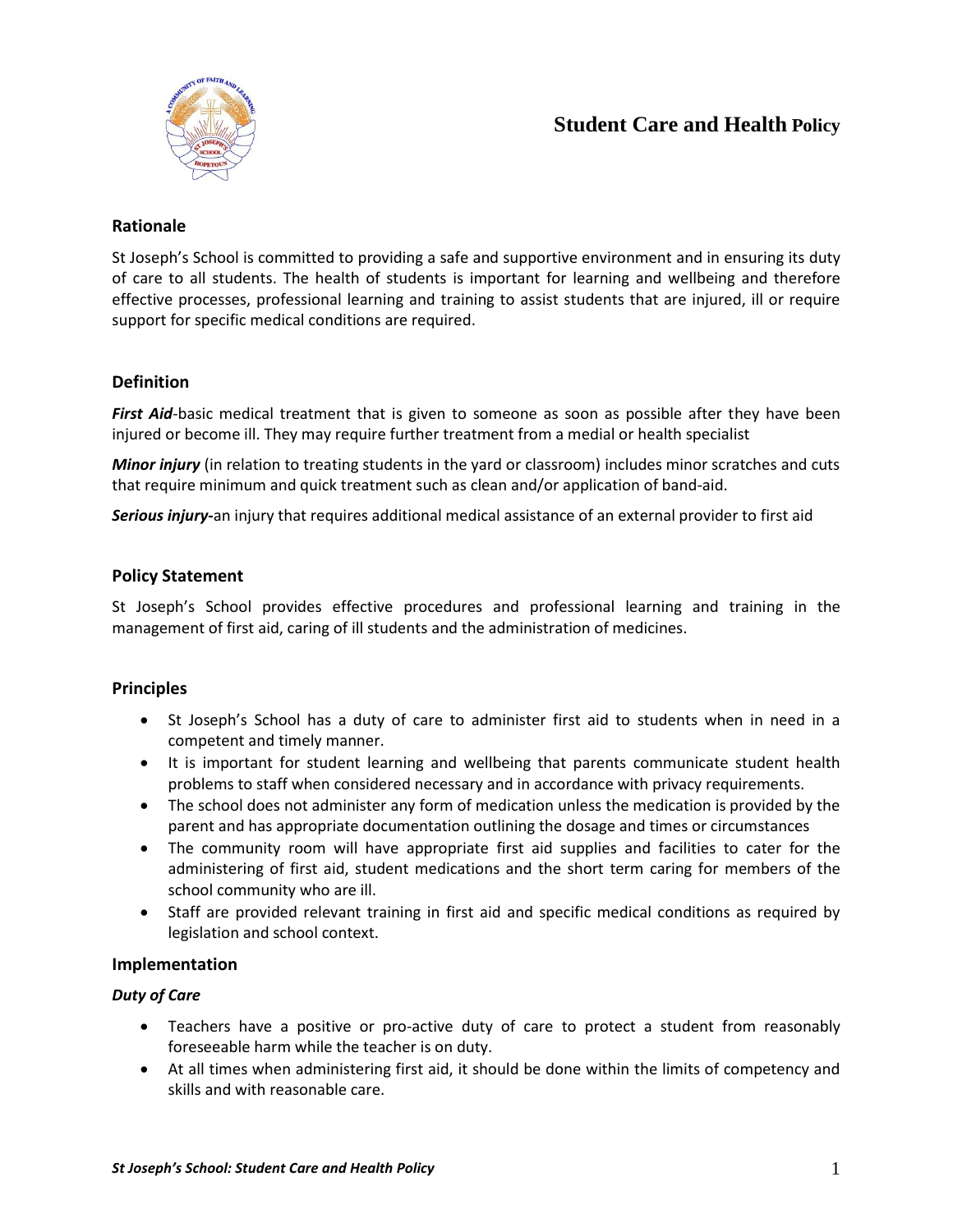# Student Care and Health Policy

## Rationale

St Joseph's School is committed to providing a safe and supportive environment and in ensuring its duty of care to all students. The health of students is important for learning and wellbeing and therefore effective processes, professional learning and training to assist students that are injured, ill or require support for specific medical conditions are required.

## Definition

***First Aid***-basic medical treatment that is given to someone as soon as possible after they have been injured or become ill. They may require further treatment from a medial or health specialist

***Minor injury*** (in relation to treating students in the yard or classroom) includes minor scratches and cuts that require minimum and quick treatment such as clean and/or application of band-aid.

***Serious injury-***an injury that requires additional medical assistance of an external provider to first aid

## Policy Statement

St Joseph's School provides effective procedures and professional learning and training in the management of first aid, caring of ill students and the administration of medicines.

## Principles

- St Joseph's School has a duty of care to administer first aid to students when in need in a competent and timely manner.
- It is important for student learning and wellbeing that parents communicate student health problems to staff when considered necessary and in accordance with privacy requirements.
- The school does not administer any form of medication unless the medication is provided by the parent and has appropriate documentation outlining the dosage and times or circumstances
- The community room will have appropriate first aid supplies and facilities to cater for the administering of first aid, student medications and the short term caring for members of the school community who are ill.
- Staff are provided relevant training in first aid and specific medical conditions as required by legislation and school context.

## Implementation

### *Duty of Care*

- Teachers have a positive or pro-active duty of care to protect a student from reasonably foreseeable harm while the teacher is on duty.
- At all times when administering first aid, it should be done within the limits of competency and skills and with reasonable care.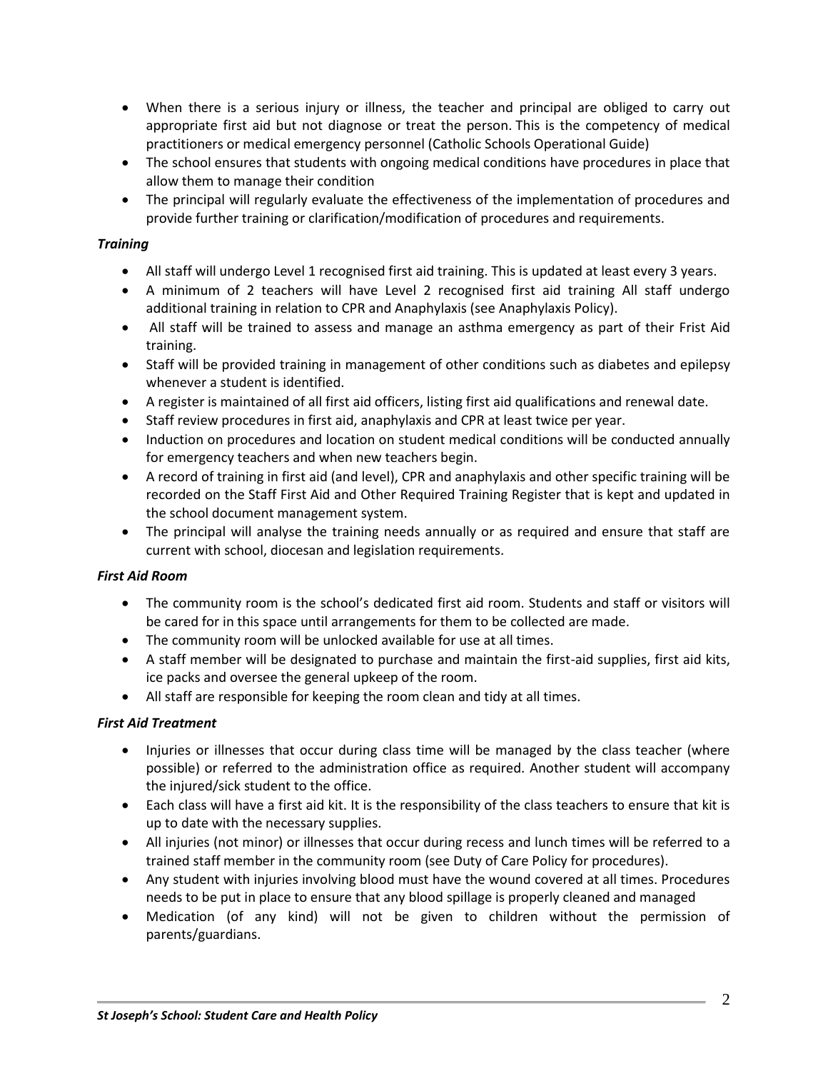- When there is a serious injury or illness, the teacher and principal are obliged to carry out appropriate first aid but not diagnose or treat the person. This is the competency of medical practitioners or medical emergency personnel (Catholic Schools Operational Guide)
- The school ensures that students with ongoing medical conditions have procedures in place that allow them to manage their condition
- The principal will regularly evaluate the effectiveness of the implementation of procedures and provide further training or clarification/modification of procedures and requirements.

### *Training*

- All staff will undergo Level 1 recognised first aid training. This is updated at least every 3 years.
- A minimum of 2 teachers will have Level 2 recognised first aid training All staff undergo additional training in relation to CPR and Anaphylaxis (see Anaphylaxis Policy).
- All staff will be trained to assess and manage an asthma emergency as part of their Frist Aid training.
- Staff will be provided training in management of other conditions such as diabetes and epilepsy whenever a student is identified.
- A register is maintained of all first aid officers, listing first aid qualifications and renewal date.
- Staff review procedures in first aid, anaphylaxis and CPR at least twice per year.
- Induction on procedures and location on student medical conditions will be conducted annually for emergency teachers and when new teachers begin.
- A record of training in first aid (and level), CPR and anaphylaxis and other specific training will be recorded on the Staff First Aid and Other Required Training Register that is kept and updated in the school document management system.
- The principal will analyse the training needs annually or as required and ensure that staff are current with school, diocesan and legislation requirements.

### *First Aid Room*

- The community room is the school's dedicated first aid room. Students and staff or visitors will be cared for in this space until arrangements for them to be collected are made.
- The community room will be unlocked available for use at all times.
- A staff member will be designated to purchase and maintain the first-aid supplies, first aid kits, ice packs and oversee the general upkeep of the room.
- All staff are responsible for keeping the room clean and tidy at all times.

### *First Aid Treatment*

- Injuries or illnesses that occur during class time will be managed by the class teacher (where possible) or referred to the administration office as required. Another student will accompany the injured/sick student to the office.
- Each class will have a first aid kit. It is the responsibility of the class teachers to ensure that kit is up to date with the necessary supplies.
- All injuries (not minor) or illnesses that occur during recess and lunch times will be referred to a trained staff member in the community room (see Duty of Care Policy for procedures).
- Any student with injuries involving blood must have the wound covered at all times. Procedures needs to be put in place to ensure that any blood spillage is properly cleaned and managed
- Medication (of any kind) will not be given to children without the permission of parents/guardians.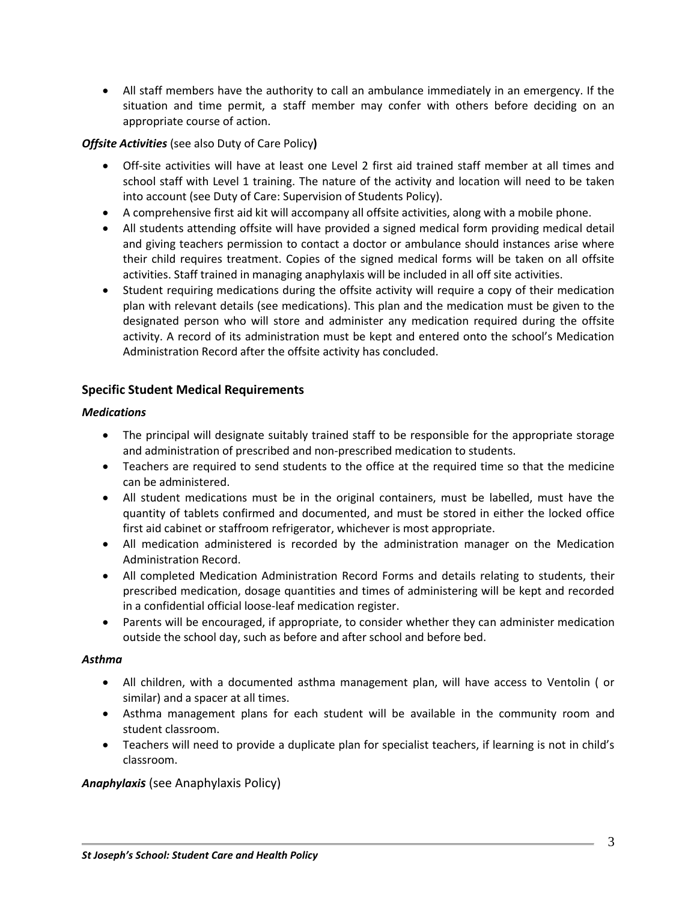- All staff members have the authority to call an ambulance immediately in an emergency. If the situation and time permit, a staff member may confer with others before deciding on an appropriate course of action.

***Offsite Activities*** (see also Duty of Care Policy**)**

- Off-site activities will have at least one Level 2 first aid trained staff member at all times and school staff with Level 1 training. The nature of the activity and location will need to be taken into account (see Duty of Care: Supervision of Students Policy).
- A comprehensive first aid kit will accompany all offsite activities, along with a mobile phone.
- All students attending offsite will have provided a signed medical form providing medical detail and giving teachers permission to contact a doctor or ambulance should instances arise where their child requires treatment. Copies of the signed medical forms will be taken on all offsite activities. Staff trained in managing anaphylaxis will be included in all off site activities.
- Student requiring medications during the offsite activity will require a copy of their medication plan with relevant details (see medications). This plan and the medication must be given to the designated person who will store and administer any medication required during the offsite activity. A record of its administration must be kept and entered onto the school's Medication Administration Record after the offsite activity has concluded.

## Specific Student Medical Requirements

***Medications***

- The principal will designate suitably trained staff to be responsible for the appropriate storage and administration of prescribed and non-prescribed medication to students.
- Teachers are required to send students to the office at the required time so that the medicine can be administered.
- All student medications must be in the original containers, must be labelled, must have the quantity of tablets confirmed and documented, and must be stored in either the locked office first aid cabinet or staffroom refrigerator, whichever is most appropriate.
- All medication administered is recorded by the administration manager on the Medication Administration Record.
- All completed Medication Administration Record Forms and details relating to students, their prescribed medication, dosage quantities and times of administering will be kept and recorded in a confidential official loose-leaf medication register.
- Parents will be encouraged, if appropriate, to consider whether they can administer medication outside the school day, such as before and after school and before bed.

***Asthma***

- All children, with a documented asthma management plan, will have access to Ventolin ( or similar) and a spacer at all times.
- Asthma management plans for each student will be available in the community room and student classroom.
- Teachers will need to provide a duplicate plan for specialist teachers, if learning is not in child's classroom.

***Anaphylaxis*** (see Anaphylaxis Policy)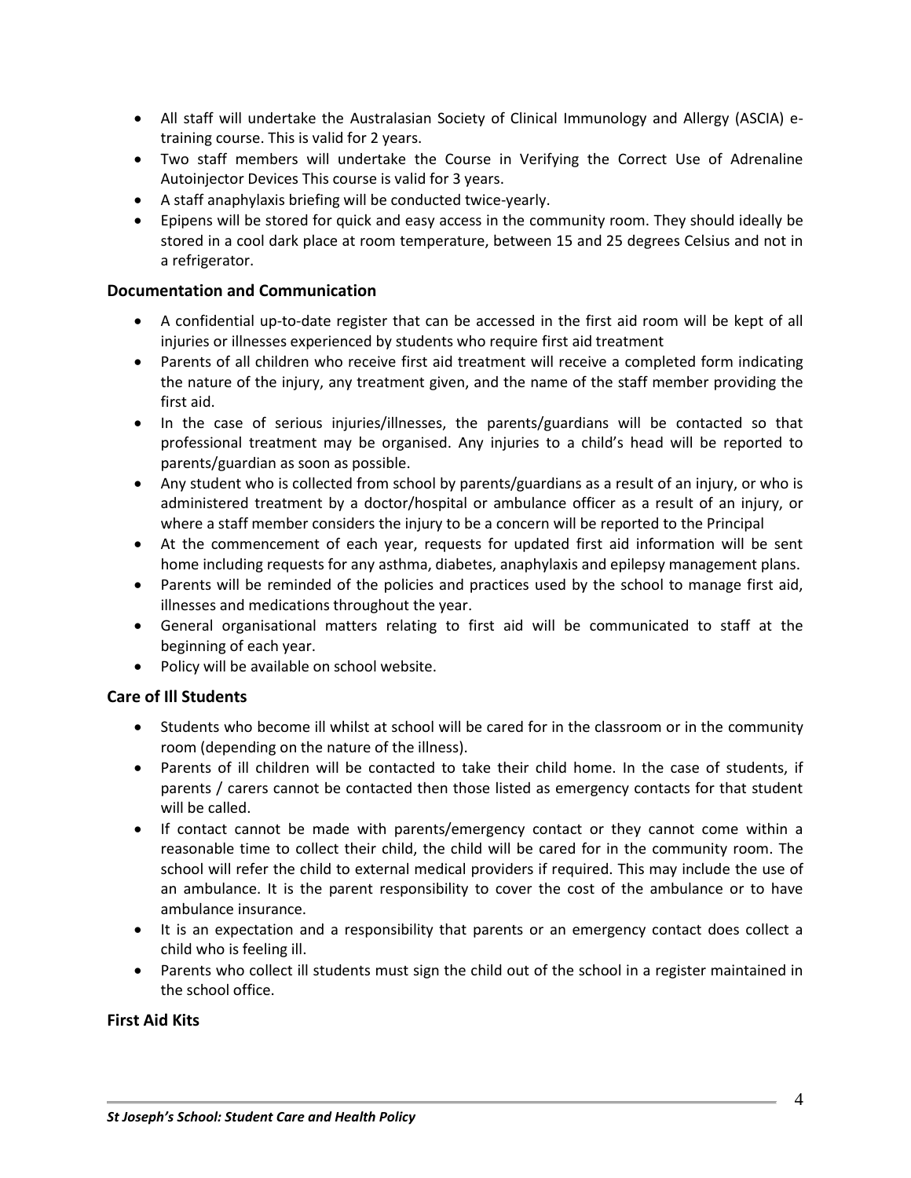- All staff will undertake the Australasian Society of Clinical Immunology and Allergy (ASCIA) e-training course. This is valid for 2 years.
- Two staff members will undertake the Course in Verifying the Correct Use of Adrenaline Autoinjector Devices This course is valid for 3 years.
- A staff anaphylaxis briefing will be conducted twice-yearly.
- Epipens will be stored for quick and easy access in the community room. They should ideally be stored in a cool dark place at room temperature, between 15 and 25 degrees Celsius and not in a refrigerator.

### Documentation and Communication

- A confidential up-to-date register that can be accessed in the first aid room will be kept of all injuries or illnesses experienced by students who require first aid treatment
- Parents of all children who receive first aid treatment will receive a completed form indicating the nature of the injury, any treatment given, and the name of the staff member providing the first aid.
- In the case of serious injuries/illnesses, the parents/guardians will be contacted so that professional treatment may be organised. Any injuries to a child's head will be reported to parents/guardian as soon as possible.
- Any student who is collected from school by parents/guardians as a result of an injury, or who is administered treatment by a doctor/hospital or ambulance officer as a result of an injury, or where a staff member considers the injury to be a concern will be reported to the Principal
- At the commencement of each year, requests for updated first aid information will be sent home including requests for any asthma, diabetes, anaphylaxis and epilepsy management plans.
- Parents will be reminded of the policies and practices used by the school to manage first aid, illnesses and medications throughout the year.
- General organisational matters relating to first aid will be communicated to staff at the beginning of each year.
- Policy will be available on school website.

### Care of Ill Students

- Students who become ill whilst at school will be cared for in the classroom or in the community room (depending on the nature of the illness).
- Parents of ill children will be contacted to take their child home. In the case of students, if parents / carers cannot be contacted then those listed as emergency contacts for that student will be called.
- If contact cannot be made with parents/emergency contact or they cannot come within a reasonable time to collect their child, the child will be cared for in the community room. The school will refer the child to external medical providers if required. This may include the use of an ambulance. It is the parent responsibility to cover the cost of the ambulance or to have ambulance insurance.
- It is an expectation and a responsibility that parents or an emergency contact does collect a child who is feeling ill.
- Parents who collect ill students must sign the child out of the school in a register maintained in the school office.

### First Aid Kits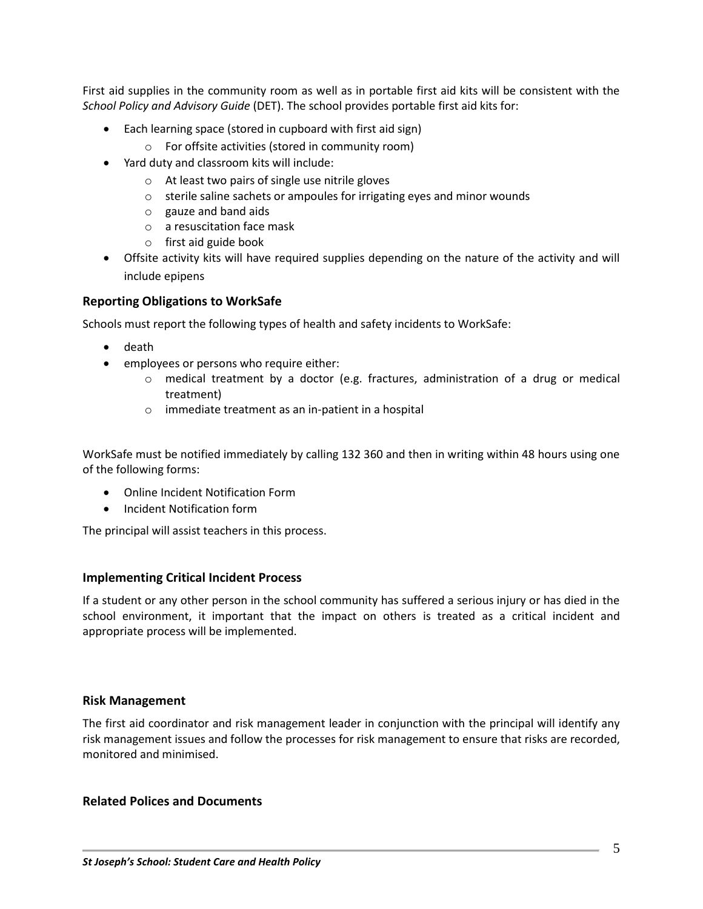First aid supplies in the community room as well as in portable first aid kits will be consistent with the *School Policy and Advisory Guide* (DET). The school provides portable first aid kits for:

- Each learning space (stored in cupboard with first aid sign)
  - For offsite activities (stored in community room)
- Yard duty and classroom kits will include:
  - At least two pairs of single use nitrile gloves
  - sterile saline sachets or ampoules for irrigating eyes and minor wounds
  - gauze and band aids
  - a resuscitation face mask
  - first aid guide book
- Offsite activity kits will have required supplies depending on the nature of the activity and will include epipens

### Reporting Obligations to WorkSafe

Schools must report the following types of health and safety incidents to WorkSafe:

- death
- employees or persons who require either:
  - medical treatment by a doctor (e.g. fractures, administration of a drug or medical treatment)
  - immediate treatment as an in-patient in a hospital

WorkSafe must be notified immediately by calling 132 360 and then in writing within 48 hours using one of the following forms:

- Online Incident Notification Form
- Incident Notification form

The principal will assist teachers in this process.

### Implementing Critical Incident Process

If a student or any other person in the school community has suffered a serious injury or has died in the school environment, it important that the impact on others is treated as a critical incident and appropriate process will be implemented.

### Risk Management

The first aid coordinator and risk management leader in conjunction with the principal will identify any risk management issues and follow the processes for risk management to ensure that risks are recorded, monitored and minimised.

### Related Polices and Documents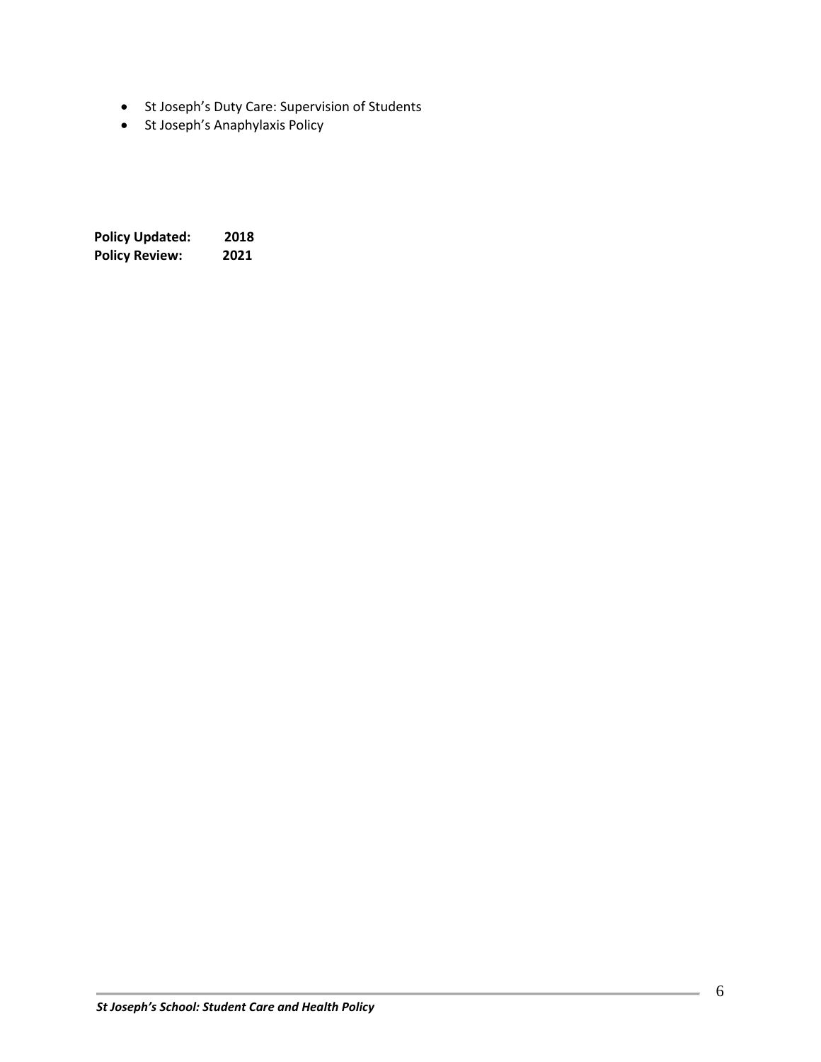- St Joseph's Duty Care: Supervision of Students
- St Joseph's Anaphylaxis Policy

**Policy Updated: 2018**
**Policy Review: 2021**